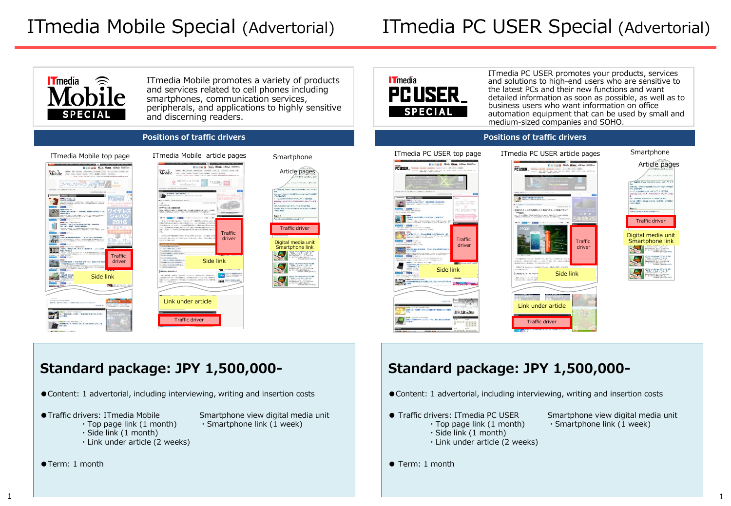# ITmedia Mobile Special (Advertorial)

ITmedia Mobile SPECIAL

ITmedia Mobile promotes a variety of products and services related to cell phones including smartphones, communication services, peripherals, and applications to highly sensitive and discerning readers.

## Positions of traffic drivers

ITmedia Mobile top page

- Traffic driver
- Side link

ITmedia Mobile article pages

- Traffic driver
- Side link
- Link under article
- Traffic driver

Smartphone

Article pages

- Traffic driver
- Digital media unit Smartphone link

## Standard package: JPY 1,500,000-

- Content: 1 advertorial, including interviewing, writing and insertion costs
- Traffic drivers: ITmedia Mobile
  - Top page link (1 month)
  - Side link (1 month)
  - Link under article (2 weeks)

  Smartphone view digital media unit
  - Smartphone link (1 week)
- Term: 1 month

# ITmedia PC USER Special (Advertorial)

ITmedia PC USER SPECIAL

ITmedia PC USER promotes your products, services and solutions to high-end users who are sensitive to the latest PCs and their new functions and want detailed information as soon as possible, as well as to business users who want information on office automation equipment that can be used by small and medium-sized companies and SOHO.

## Positions of traffic drivers

ITmedia PC USER top page

- Traffic driver
- Side link

ITmedia PC USER article pages

- Traffic driver
- Side link
- Link under article
- Traffic driver

Smartphone

Article pages

- Traffic driver
- Digital media unit Smartphone link

## Standard package: JPY 1,500,000-

- Content: 1 advertorial, including interviewing, writing and insertion costs
- Traffic drivers: ITmedia PC USER
  - Top page link (1 month)
  - Side link (1 month)
  - Link under article (2 weeks)

  Smartphone view digital media unit
  - Smartphone link (1 week)
- Term: 1 month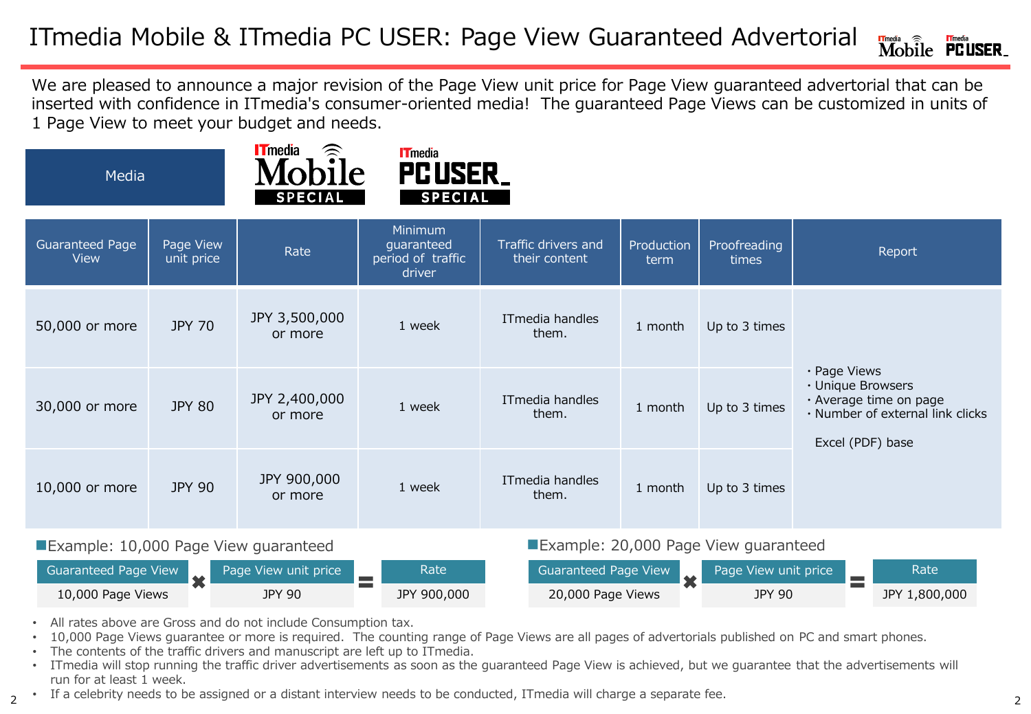# ITmedia Mobile & ITmedia PC USER: Page View Guaranteed Advertorial

We are pleased to announce a major revision of the Page View unit price for Page View guaranteed advertorial that can be inserted with confidence in ITmedia's consumer-oriented media! The guaranteed Page Views can be customized in units of 1 Page View to meet your budget and needs.

| Media | ITmedia Mobile SPECIAL / ITmedia PC USER SPECIAL |
|---|---|

| Guaranteed Page View | Page View unit price | Rate | Minimum guaranteed period of traffic driver | Traffic drivers and their content | Production term | Proofreading times | Report |
|---|---|---|---|---|---|---|---|
| 50,000 or more | JPY 70 | JPY 3,500,000 or more | 1 week | ITmedia handles them. | 1 month | Up to 3 times | ・Page Views ・Unique Browsers ・Average time on page ・Number of external link clicks Excel (PDF) base |
| 30,000 or more | JPY 80 | JPY 2,400,000 or more | 1 week | ITmedia handles them. | 1 month | Up to 3 times | |
| 10,000 or more | JPY 90 | JPY 900,000 or more | 1 week | ITmedia handles them. | 1 month | Up to 3 times | |

■Example: 10,000 Page View guaranteed

| Guaranteed Page View | ✖ | Page View unit price | = | Rate |
|---|---|---|---|---|
| 10,000 Page Views | | JPY 90 | | JPY 900,000 |

■Example: 20,000 Page View guaranteed

| Guaranteed Page View | ✖ | Page View unit price | = | Rate |
|---|---|---|---|---|
| 20,000 Page Views | | JPY 90 | | JPY 1,800,000 |

- All rates above are Gross and do not include Consumption tax.
- 10,000 Page Views guarantee or more is required. The counting range of Page Views are all pages of advertorials published on PC and smart phones.
- The contents of the traffic drivers and manuscript are left up to ITmedia.
- ITmedia will stop running the traffic driver advertisements as soon as the guaranteed Page View is achieved, but we guarantee that the advertisements will run for at least 1 week.
- If a celebrity needs to be assigned or a distant interview needs to be conducted, ITmedia will charge a separate fee.